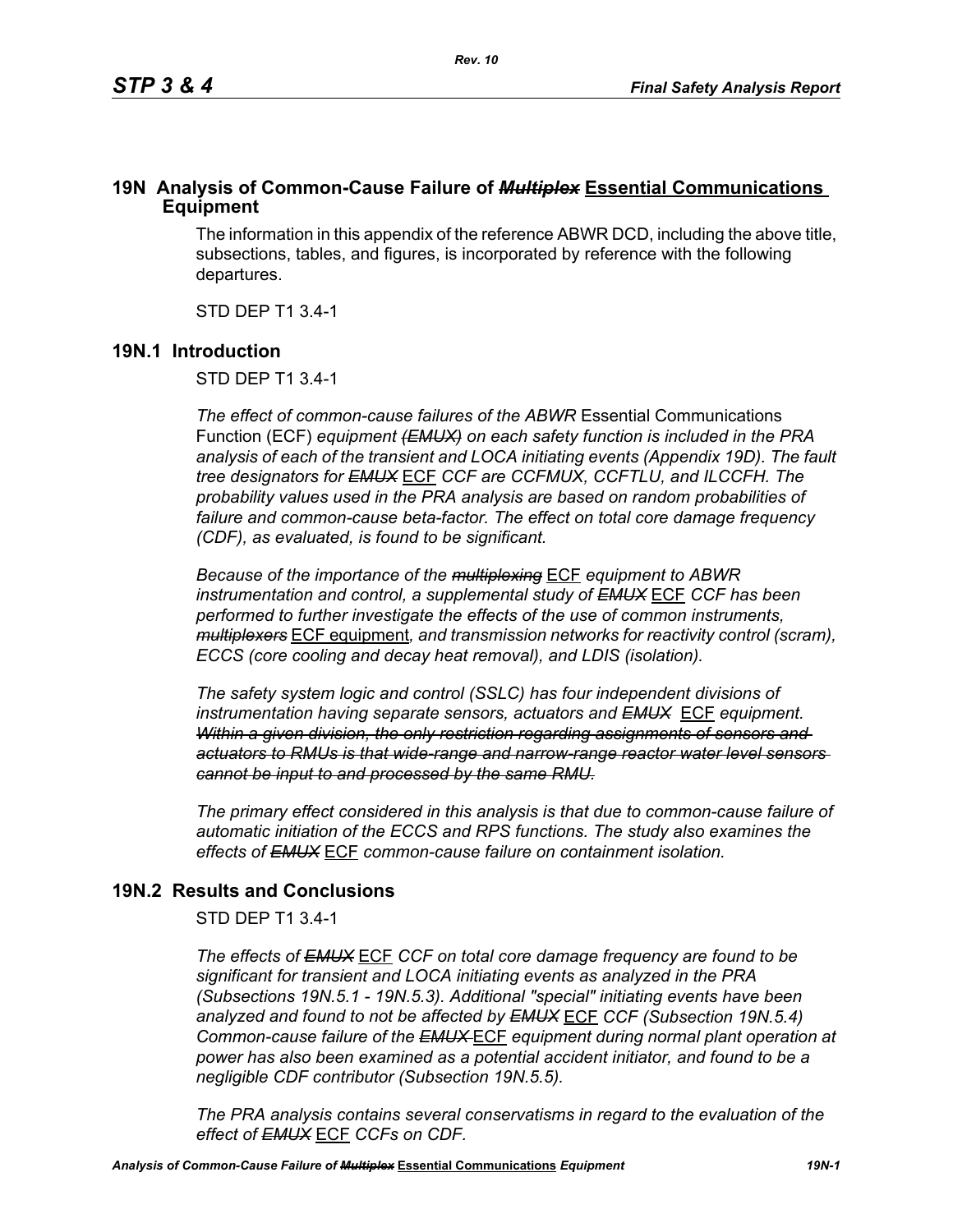# 19N Analysis of Common-Cause Failure of ~~*Multiplex*~~ <u>**Essential Communications Equipment**</u>

The information in this appendix of the reference ABWR DCD, including the above title, subsections, tables, and figures, is incorporated by reference with the following departures.

STD DEP T1 3.4-1

## 19N.1 Introduction

STD DEP T1 3.4-1

*The effect of common-cause failures of the ABWR* Essential Communications Function (ECF) *equipment ~~(EMUX)~~ on each safety function is included in the PRA analysis of each of the transient and LOCA initiating events (Appendix 19D). The fault tree designators for ~~EMUX~~* <u>ECF</u> *CCF are CCFMUX, CCFTLU, and ILCCFH. The probability values used in the PRA analysis are based on random probabilities of failure and common-cause beta-factor. The effect on total core damage frequency (CDF), as evaluated, is found to be significant.*

*Because of the importance of the ~~multiplexing~~* <u>ECF</u> *equipment to ABWR instrumentation and control, a supplemental study of ~~EMUX~~* <u>ECF</u> *CCF has been performed to further investigate the effects of the use of common instruments, ~~multiplexers~~* <u>ECF equipment</u>*, and transmission networks for reactivity control (scram), ECCS (core cooling and decay heat removal), and LDIS (isolation).*

*The safety system logic and control (SSLC) has four independent divisions of instrumentation having separate sensors, actuators and ~~EMUX~~* <u>ECF</u> *equipment. ~~Within a given division, the only restriction regarding assignments of sensors and actuators to RMUs is that wide-range and narrow-range reactor water level sensors cannot be input to and processed by the same RMU.~~*

*The primary effect considered in this analysis is that due to common-cause failure of automatic initiation of the ECCS and RPS functions. The study also examines the effects of ~~EMUX~~* <u>ECF</u> *common-cause failure on containment isolation.*

## 19N.2 Results and Conclusions

STD DEP T1 3.4-1

*The effects of ~~EMUX~~* <u>ECF</u> *CCF on total core damage frequency are found to be significant for transient and LOCA initiating events as analyzed in the PRA (Subsections 19N.5.1 - 19N.5.3). Additional "special" initiating events have been analyzed and found to not be affected by ~~EMUX~~* <u>ECF</u> *CCF (Subsection 19N.5.4) Common-cause failure of the ~~EMUX~~* <u>ECF</u> *equipment during normal plant operation at power has also been examined as a potential accident initiator, and found to be a negligible CDF contributor (Subsection 19N.5.5).*

*The PRA analysis contains several conservatisms in regard to the evaluation of the effect of ~~EMUX~~* <u>ECF</u> *CCFs on CDF.*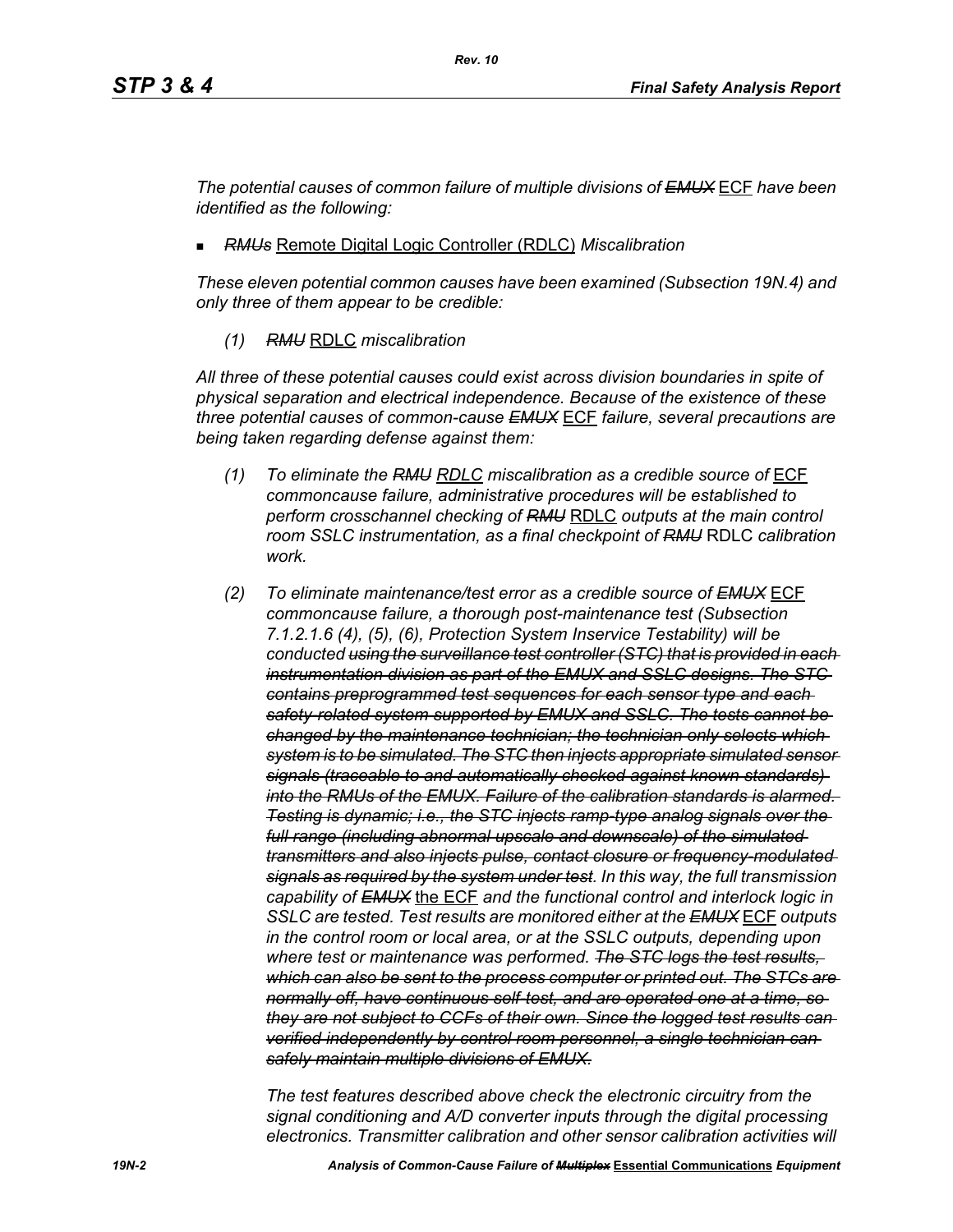*The potential causes of common failure of multiple divisions of ~~EMUX~~* ECF *have been identified as the following:*

- *~~RMUs~~* Remote Digital Logic Controller (RDLC) *Miscalibration*

*These eleven potential common causes have been examined (Subsection 19N.4) and only three of them appear to be credible:*

*(1) ~~RMU~~* RDLC *miscalibration*

*All three of these potential causes could exist across division boundaries in spite of physical separation and electrical independence. Because of the existence of these three potential causes of common-cause ~~EMUX~~* ECF *failure, several precautions are being taken regarding defense against them:*

*(1) To eliminate the ~~RMU~~* RDLC *miscalibration as a credible source of* ECF *commoncause failure, administrative procedures will be established to perform crosschannel checking of ~~RMU~~* RDLC *outputs at the main control room SSLC instrumentation, as a final checkpoint of ~~RMU~~* RDLC *calibration work.*

*(2) To eliminate maintenance/test error as a credible source of ~~EMUX~~* ECF *commoncause failure, a thorough post-maintenance test (Subsection 7.1.2.1.6 (4), (5), (6), Protection System Inservice Testability) will be conducted ~~using the surveillance test controller (STC) that is provided in each instrumentation division as part of the EMUX and SSLC designs. The STC contains preprogrammed test sequences for each sensor type and each safety-related system supported by EMUX and SSLC. The tests cannot be changed by the maintenance technician; the technician only selects which system is to be simulated. The STC then injects appropriate simulated sensor signals (traceable to and automatically checked against known standards) into the RMUs of the EMUX. Failure of the calibration standards is alarmed. Testing is dynamic; i.e., the STC injects ramp-type analog signals over the full range (including abnormal upscale and downscale) of the simulated transmitters and also injects pulse, contact closure or frequency-modulated signals as required by the system under test~~. In this way, the full transmission capability of ~~EMUX~~* the ECF *and the functional control and interlock logic in SSLC are tested. Test results are monitored either at the ~~EMUX~~* ECF *outputs in the control room or local area, or at the SSLC outputs, depending upon where test or maintenance was performed. ~~The STC logs the test results, which can also be sent to the process computer or printed out. The STCs are normally off, have continuous self-test, and are operated one at a time, so they are not subject to CCFs of their own. Since the logged test results can verified independently by control room personnel, a single technician can safely maintain multiple divisions of EMUX.~~*

*The test features described above check the electronic circuitry from the signal conditioning and A/D converter inputs through the digital processing electronics. Transmitter calibration and other sensor calibration activities will*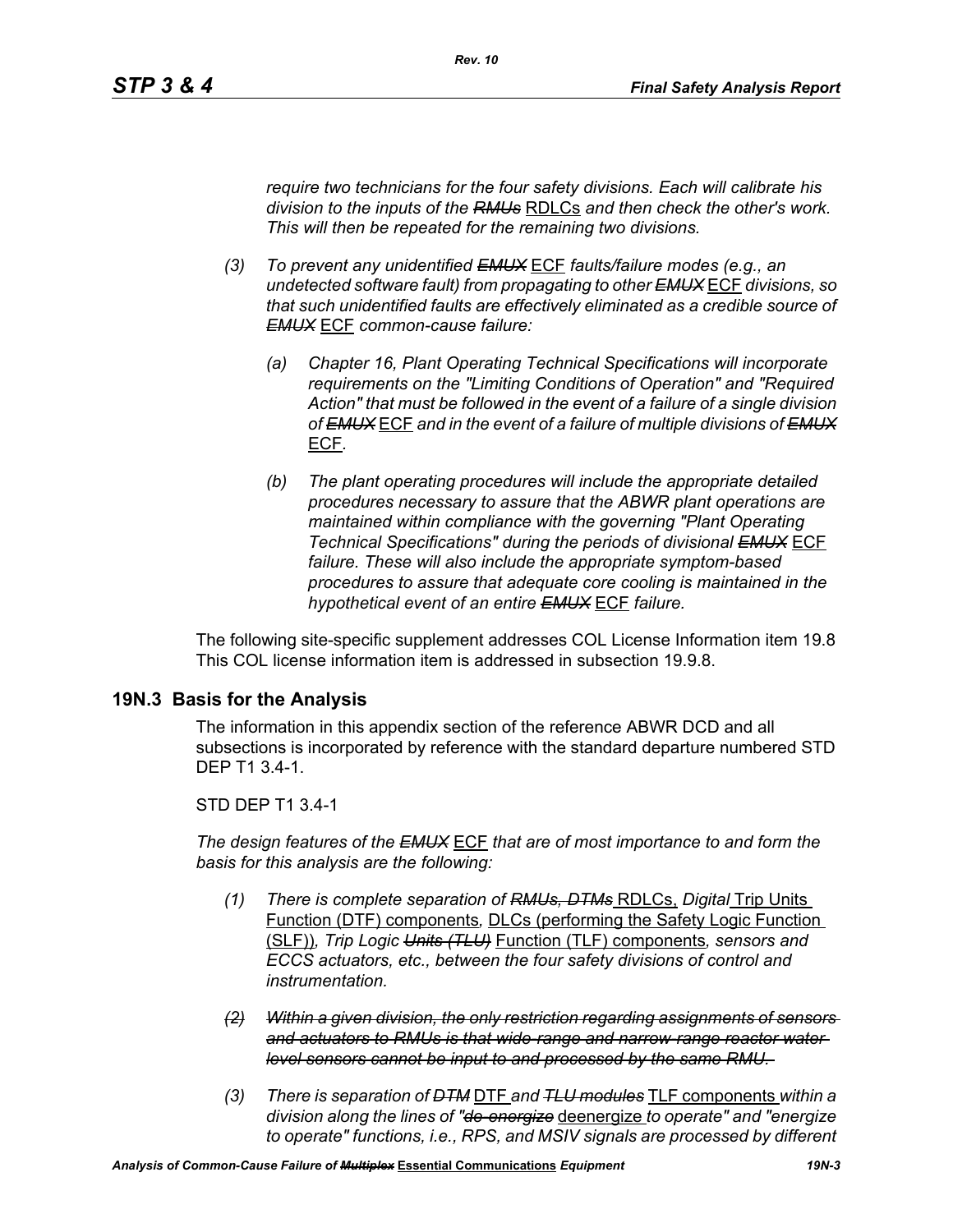*require two technicians for the four safety divisions. Each will calibrate his division to the inputs of the ~~RMUs~~* <u>RDLCs</u> *and then check the other's work. This will then be repeated for the remaining two divisions.*

*(3) To prevent any unidentified ~~EMUX~~* <u>ECF</u> *faults/failure modes (e.g., an undetected software fault) from propagating to other ~~EMUX~~* <u>ECF</u> *divisions, so that such unidentified faults are effectively eliminated as a credible source of ~~EMUX~~* <u>ECF</u> *common-cause failure:*

*(a) Chapter 16, Plant Operating Technical Specifications will incorporate requirements on the "Limiting Conditions of Operation" and "Required Action" that must be followed in the event of a failure of a single division of ~~EMUX~~* <u>ECF</u> *and in the event of a failure of multiple divisions of ~~EMUX~~* <u>ECF</u>.

*(b) The plant operating procedures will include the appropriate detailed procedures necessary to assure that the ABWR plant operations are maintained within compliance with the governing "Plant Operating Technical Specifications" during the periods of divisional ~~EMUX~~* <u>ECF</u> *failure. These will also include the appropriate symptom-based procedures to assure that adequate core cooling is maintained in the hypothetical event of an entire ~~EMUX~~* <u>ECF</u> *failure.*

The following site-specific supplement addresses COL License Information item 19.8 This COL license information item is addressed in subsection 19.9.8.

## 19N.3 Basis for the Analysis

The information in this appendix section of the reference ABWR DCD and all subsections is incorporated by reference with the standard departure numbered STD DEP T1 3.4-1.

STD DEP T1 3.4-1

*The design features of the ~~EMUX~~* <u>ECF</u> *that are of most importance to and form the basis for this analysis are the following:*

*(1) There is complete separation of ~~RMUs, DTMs~~* <u>RDLCs,</u> *Digital* <u>Trip Units Function (DTF) components</u>*,* <u>DLCs (performing the Safety Logic Function (SLF))</u>*, Trip Logic ~~Units (TLU)~~* <u>Function (TLF) components</u>*, sensors and ECCS actuators, etc., between the four safety divisions of control and instrumentation.*

~~*(2) Within a given division, the only restriction regarding assignments of sensors and actuators to RMUs is that wide-range and narrow-range reactor water level sensors cannot be input to and processed by the same RMU.*~~

*(3) There is separation of ~~DTM~~* <u>DTF</u> *and ~~TLU modules~~* <u>TLF components</u> *within a division along the lines of "~~de-energize~~* <u>deenergize</u> *to operate" and "energize to operate" functions, i.e., RPS, and MSIV signals are processed by different*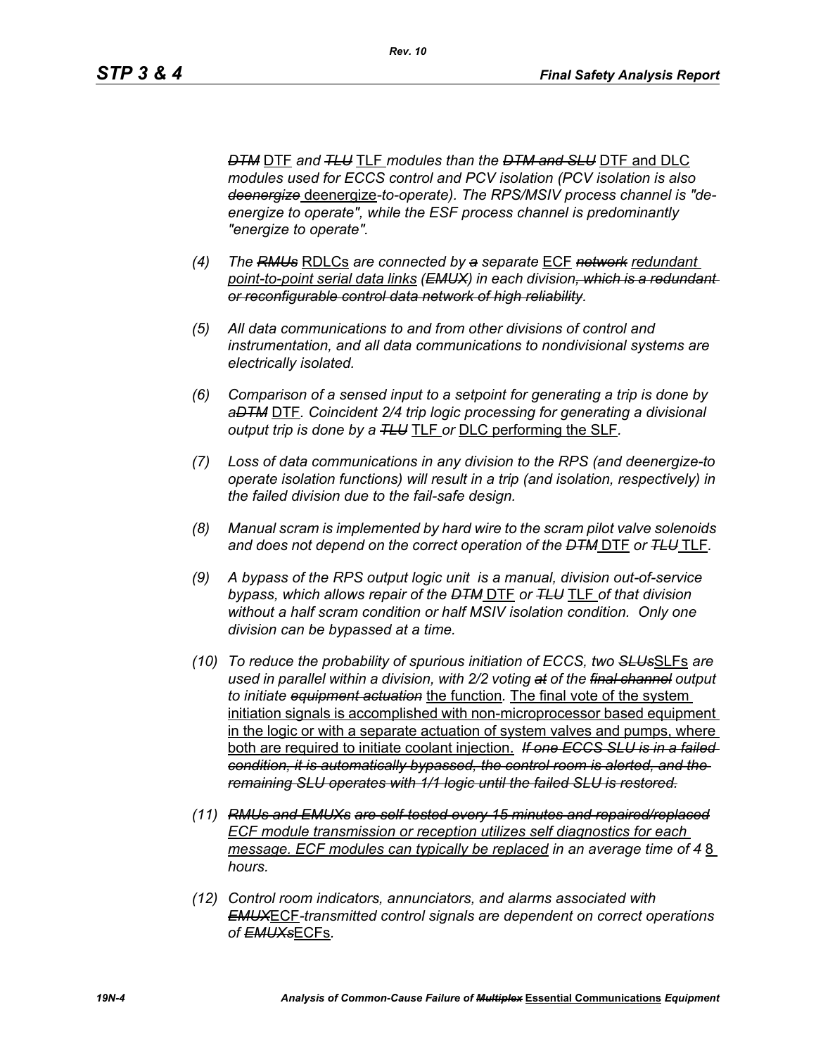*~~DTM~~ DTF and ~~TLU~~ TLF modules than the ~~DTM and SLU~~ DTF and DLC modules used for ECCS control and PCV isolation (PCV isolation is also ~~deenergize~~ deenergize-to-operate). The RPS/MSIV process channel is "de-energize to operate", while the ESF process channel is predominantly "energize to operate".*

(4) *The ~~RMUs~~ RDLCs are connected by ~~a~~ separate ECF ~~network~~ redundant point-to-point serial data links (~~EMUX~~) in each division~~, which is a redundant or reconfigurable control data network of high reliability~~.*

(5) *All data communications to and from other divisions of control and instrumentation, and all data communications to nondivisional systems are electrically isolated.*

(6) *Comparison of a sensed input to a setpoint for generating a trip is done by a~~DTM~~ DTF. Coincident 2/4 trip logic processing for generating a divisional output trip is done by a ~~TLU~~ TLF or DLC performing the SLF.*

(7) *Loss of data communications in any division to the RPS (and deenergize-to operate isolation functions) will result in a trip (and isolation, respectively) in the failed division due to the fail-safe design.*

(8) *Manual scram is implemented by hard wire to the scram pilot valve solenoids and does not depend on the correct operation of the ~~DTM~~ DTF or ~~TLU~~ TLF.*

(9) *A bypass of the RPS output logic unit is a manual, division out-of-service bypass, which allows repair of the ~~DTM~~ DTF or ~~TLU~~ TLF of that division without a half scram condition or half MSIV isolation condition. Only one division can be bypassed at a time.*

(10) *To reduce the probability of spurious initiation of ECCS, two ~~SLUs~~SLFs are used in parallel within a division, with 2/2 voting ~~at~~ of the ~~final channel~~ output to initiate ~~equipment actuation~~ the function. The final vote of the system initiation signals is accomplished with non-microprocessor based equipment in the logic or with a separate actuation of system valves and pumps, where both are required to initiate coolant injection. ~~If one ECCS SLU is in a failed condition, it is automatically bypassed, the control room is alerted, and the remaining SLU operates with 1/1 logic until the failed SLU is restored.~~*

(11) *~~RMUs and EMUXs are self-tested every 15 minutes and repaired/replaced~~ ECF module transmission or reception utilizes self diagnostics for each message. ECF modules can typically be replaced in an average time of ~~4~~ 8 hours.*

(12) *Control room indicators, annunciators, and alarms associated with ~~EMUX~~ECF-transmitted control signals are dependent on correct operations of ~~EMUXs~~ECFs.*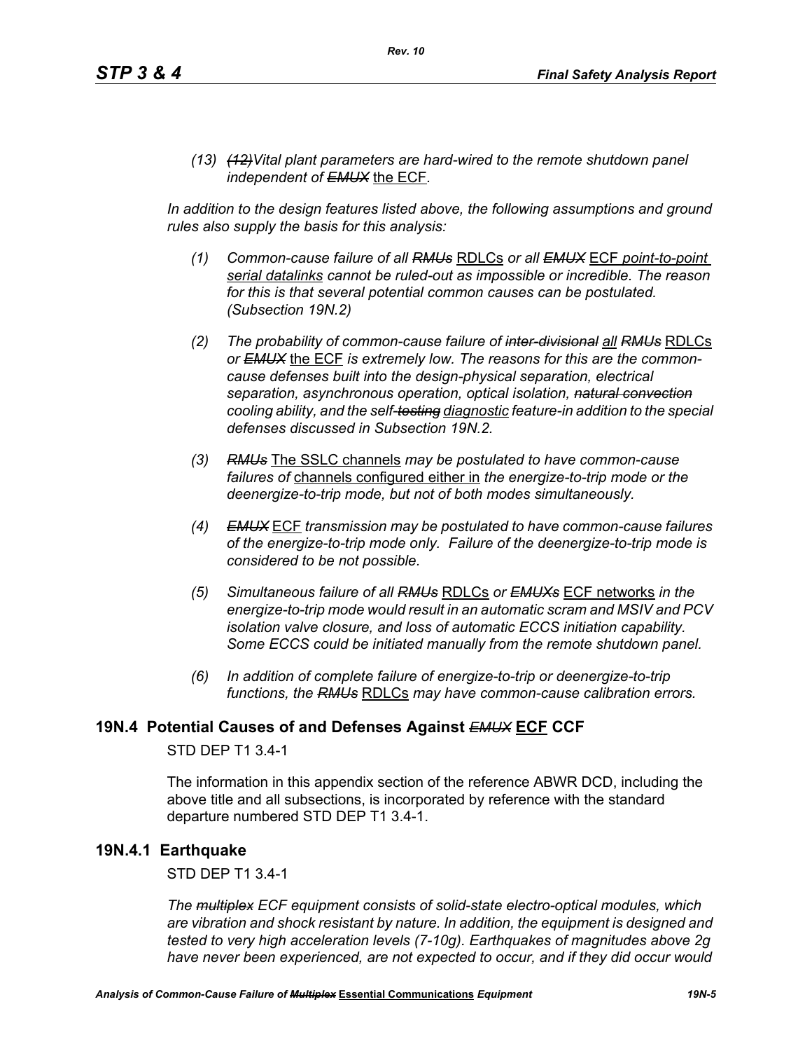*(13) ~~(12)~~Vital plant parameters are hard-wired to the remote shutdown panel independent of ~~EMUX~~* the ECF*.*

*In addition to the design features listed above, the following assumptions and ground rules also supply the basis for this analysis:*

*(1) Common-cause failure of all ~~RMUs~~* RDLCs *or all ~~EMUX~~* ECF *point-to-point serial datalinks cannot be ruled-out as impossible or incredible. The reason for this is that several potential common causes can be postulated. (Subsection 19N.2)*

*(2) The probability of common-cause failure of ~~inter-divisional~~ all ~~RMUs~~* RDLCs *or ~~EMUX~~* the ECF *is extremely low. The reasons for this are the common-cause defenses built into the design-physical separation, electrical separation, asynchronous operation, optical isolation, ~~natural convection~~ cooling ability, and the self-~~testing~~ diagnostic feature-in addition to the special defenses discussed in Subsection 19N.2.*

*(3) ~~RMUs~~* The SSLC channels *may be postulated to have common-cause failures of* channels configured either in *the energize-to-trip mode or the deenergize-to-trip mode, but not of both modes simultaneously.*

*(4) ~~EMUX~~* ECF *transmission may be postulated to have common-cause failures of the energize-to-trip mode only. Failure of the deenergize-to-trip mode is considered to be not possible.*

*(5) Simultaneous failure of all ~~RMUs~~* RDLCs *or ~~EMUXs~~* ECF networks *in the energize-to-trip mode would result in an automatic scram and MSIV and PCV isolation valve closure, and loss of automatic ECCS initiation capability. Some ECCS could be initiated manually from the remote shutdown panel.*

*(6) In addition of complete failure of energize-to-trip or deenergize-to-trip functions, the ~~RMUs~~* RDLCs *may have common-cause calibration errors.*

## 19N.4 Potential Causes of and Defenses Against ~~EMUX~~ ECF CCF

STD DEP T1 3.4-1

The information in this appendix section of the reference ABWR DCD, including the above title and all subsections, is incorporated by reference with the standard departure numbered STD DEP T1 3.4-1.

## 19N.4.1 Earthquake

STD DEP T1 3.4-1

*The ~~multiplex~~ ECF equipment consists of solid-state electro-optical modules, which are vibration and shock resistant by nature. In addition, the equipment is designed and tested to very high acceleration levels (7-10g). Earthquakes of magnitudes above 2g have never been experienced, are not expected to occur, and if they did occur would*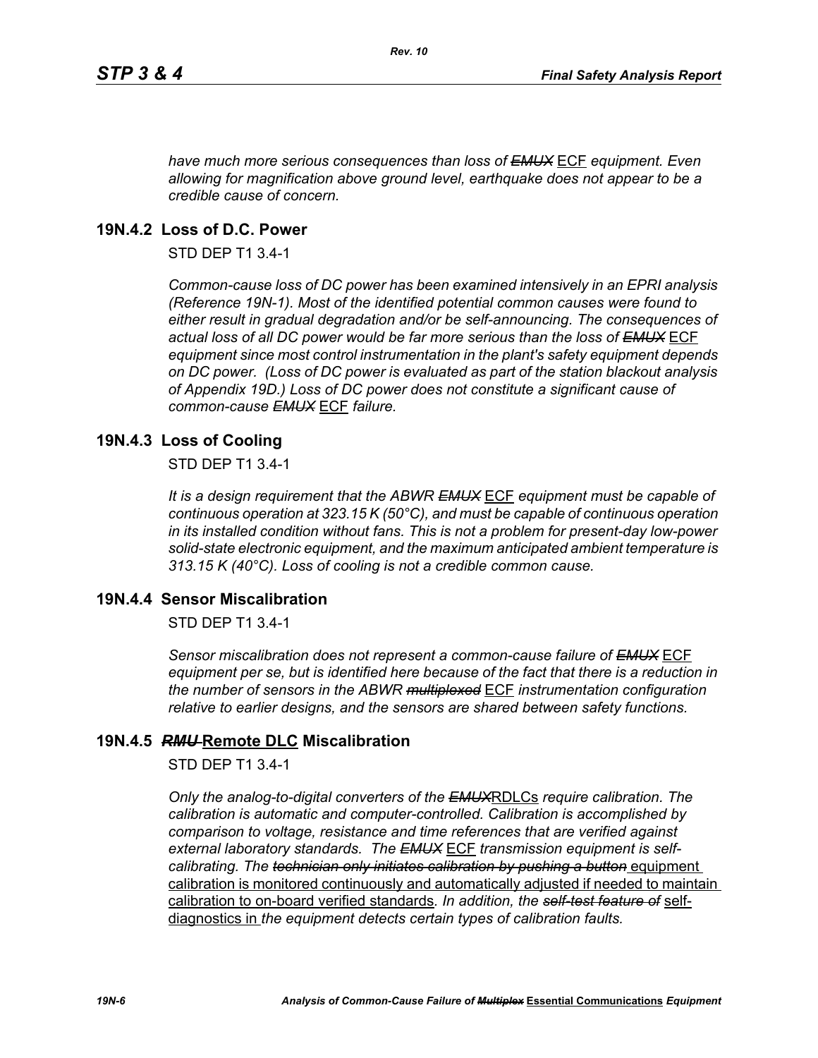*have much more serious consequences than loss of ~~EMUX~~* ECF *equipment. Even allowing for magnification above ground level, earthquake does not appear to be a credible cause of concern.*

## 19N.4.2 Loss of D.C. Power

STD DEP T1 3.4-1

*Common-cause loss of DC power has been examined intensively in an EPRI analysis (Reference 19N-1). Most of the identified potential common causes were found to either result in gradual degradation and/or be self-announcing. The consequences of actual loss of all DC power would be far more serious than the loss of ~~EMUX~~* ECF *equipment since most control instrumentation in the plant's safety equipment depends on DC power. (Loss of DC power is evaluated as part of the station blackout analysis of Appendix 19D.) Loss of DC power does not constitute a significant cause of common-cause ~~EMUX~~* ECF *failure.*

## 19N.4.3 Loss of Cooling

STD DEP T1 3.4-1

*It is a design requirement that the ABWR ~~EMUX~~* ECF *equipment must be capable of continuous operation at 323.15 K (50°C), and must be capable of continuous operation in its installed condition without fans. This is not a problem for present-day low-power solid-state electronic equipment, and the maximum anticipated ambient temperature is 313.15 K (40°C). Loss of cooling is not a credible common cause.*

## 19N.4.4 Sensor Miscalibration

STD DEP T1 3.4-1

*Sensor miscalibration does not represent a common-cause failure of ~~EMUX~~* ECF *equipment per se, but is identified here because of the fact that there is a reduction in the number of sensors in the ABWR ~~multiplexed~~* ECF *instrumentation configuration relative to earlier designs, and the sensors are shared between safety functions.*

## 19N.4.5 ~~*RMU*~~ Remote DLC Miscalibration

STD DEP T1 3.4-1

*Only the analog-to-digital converters of the ~~EMUX~~*RDLCs *require calibration. The calibration is automatic and computer-controlled. Calibration is accomplished by comparison to voltage, resistance and time references that are verified against external laboratory standards. The ~~EMUX~~* ECF *transmission equipment is self-calibrating. The ~~technician only initiates calibration by pushing a button~~* equipment calibration is monitored continuously and automatically adjusted if needed to maintain calibration to on-board verified standards*. In addition, the ~~self-test feature of~~* self-diagnostics in *the equipment detects certain types of calibration faults.*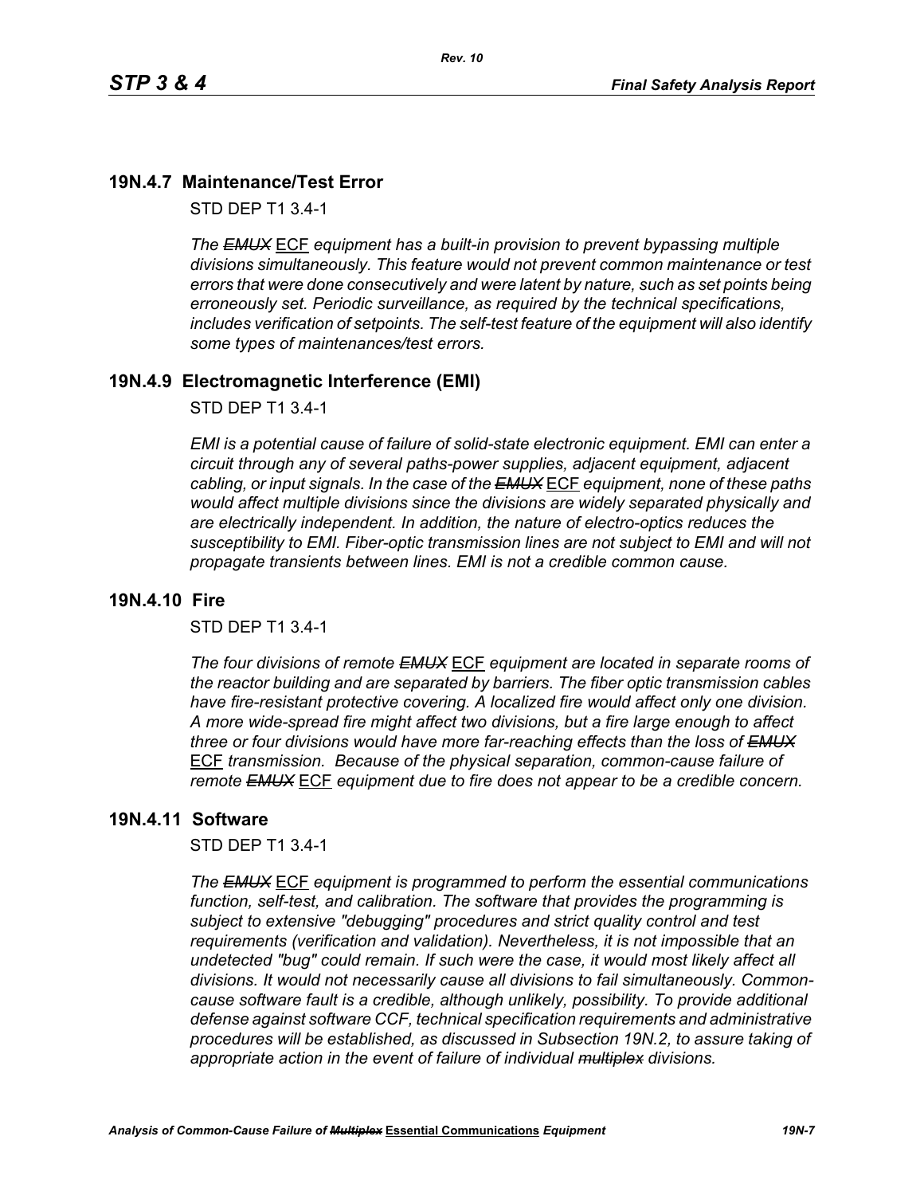## 19N.4.7 Maintenance/Test Error

STD DEP T1 3.4-1

*The ~~EMUX~~* ECF *equipment has a built-in provision to prevent bypassing multiple divisions simultaneously. This feature would not prevent common maintenance or test errors that were done consecutively and were latent by nature, such as set points being erroneously set. Periodic surveillance, as required by the technical specifications, includes verification of setpoints. The self-test feature of the equipment will also identify some types of maintenances/test errors.*

## 19N.4.9 Electromagnetic Interference (EMI)

STD DEP T1 3.4-1

*EMI is a potential cause of failure of solid-state electronic equipment. EMI can enter a circuit through any of several paths-power supplies, adjacent equipment, adjacent cabling, or input signals. In the case of the ~~EMUX~~* ECF *equipment, none of these paths would affect multiple divisions since the divisions are widely separated physically and are electrically independent. In addition, the nature of electro-optics reduces the susceptibility to EMI. Fiber-optic transmission lines are not subject to EMI and will not propagate transients between lines. EMI is not a credible common cause.*

## 19N.4.10 Fire

STD DEP T1 3.4-1

*The four divisions of remote ~~EMUX~~* ECF *equipment are located in separate rooms of the reactor building and are separated by barriers. The fiber optic transmission cables have fire-resistant protective covering. A localized fire would affect only one division. A more wide-spread fire might affect two divisions, but a fire large enough to affect three or four divisions would have more far-reaching effects than the loss of ~~EMUX~~* ECF *transmission. Because of the physical separation, common-cause failure of remote ~~EMUX~~* ECF *equipment due to fire does not appear to be a credible concern.*

## 19N.4.11 Software

STD DEP T1 3.4-1

*The ~~EMUX~~* ECF *equipment is programmed to perform the essential communications function, self-test, and calibration. The software that provides the programming is subject to extensive "debugging" procedures and strict quality control and test requirements (verification and validation). Nevertheless, it is not impossible that an undetected "bug" could remain. If such were the case, it would most likely affect all divisions. It would not necessarily cause all divisions to fail simultaneously. Common-cause software fault is a credible, although unlikely, possibility. To provide additional defense against software CCF, technical specification requirements and administrative procedures will be established, as discussed in Subsection 19N.2, to assure taking of appropriate action in the event of failure of individual ~~multiplex~~ divisions.*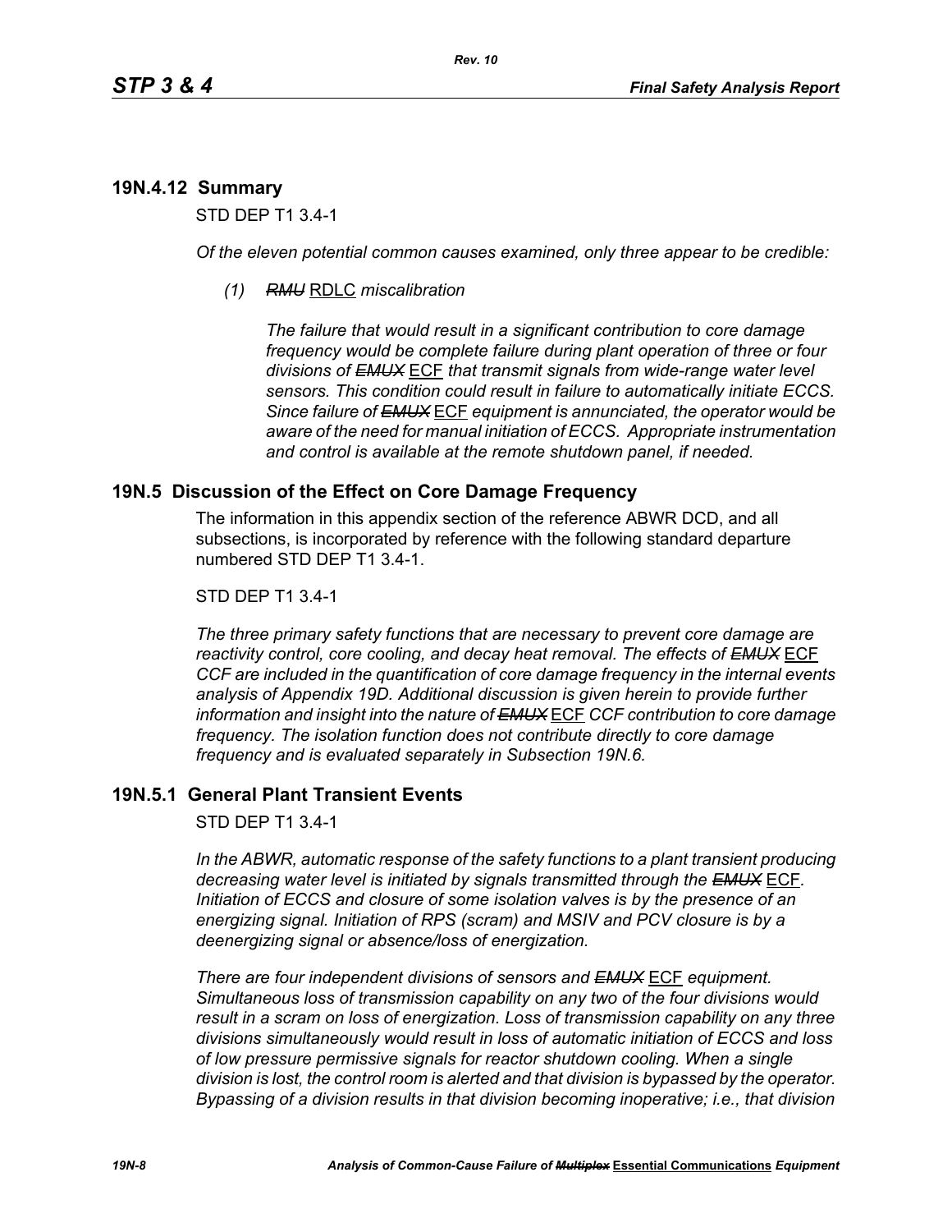### 19N.4.12 Summary

STD DEP T1 3.4-1

*Of the eleven potential common causes examined, only three appear to be credible:*

*(1)* ~~*RMU*~~ RDLC *miscalibration*

*The failure that would result in a significant contribution to core damage frequency would be complete failure during plant operation of three or four divisions of* ~~*EMUX*~~ ECF *that transmit signals from wide-range water level sensors. This condition could result in failure to automatically initiate ECCS. Since failure of* ~~*EMUX*~~ ECF *equipment is annunciated, the operator would be aware of the need for manual initiation of ECCS. Appropriate instrumentation and control is available at the remote shutdown panel, if needed.*

## 19N.5 Discussion of the Effect on Core Damage Frequency

The information in this appendix section of the reference ABWR DCD, and all subsections, is incorporated by reference with the following standard departure numbered STD DEP T1 3.4-1.

STD DEP T1 3.4-1

*The three primary safety functions that are necessary to prevent core damage are reactivity control, core cooling, and decay heat removal. The effects of* ~~*EMUX*~~ ECF *CCF are included in the quantification of core damage frequency in the internal events analysis of Appendix 19D. Additional discussion is given herein to provide further information and insight into the nature of* ~~*EMUX*~~ ECF *CCF contribution to core damage frequency. The isolation function does not contribute directly to core damage frequency and is evaluated separately in Subsection 19N.6.*

### 19N.5.1 General Plant Transient Events

STD DEP T1 3.4-1

*In the ABWR, automatic response of the safety functions to a plant transient producing decreasing water level is initiated by signals transmitted through the* ~~*EMUX*~~ ECF*. Initiation of ECCS and closure of some isolation valves is by the presence of an energizing signal. Initiation of RPS (scram) and MSIV and PCV closure is by a deenergizing signal or absence/loss of energization.*

*There are four independent divisions of sensors and* ~~*EMUX*~~ ECF *equipment. Simultaneous loss of transmission capability on any two of the four divisions would result in a scram on loss of energization. Loss of transmission capability on any three divisions simultaneously would result in loss of automatic initiation of ECCS and loss of low pressure permissive signals for reactor shutdown cooling. When a single division is lost, the control room is alerted and that division is bypassed by the operator. Bypassing of a division results in that division becoming inoperative; i.e., that division*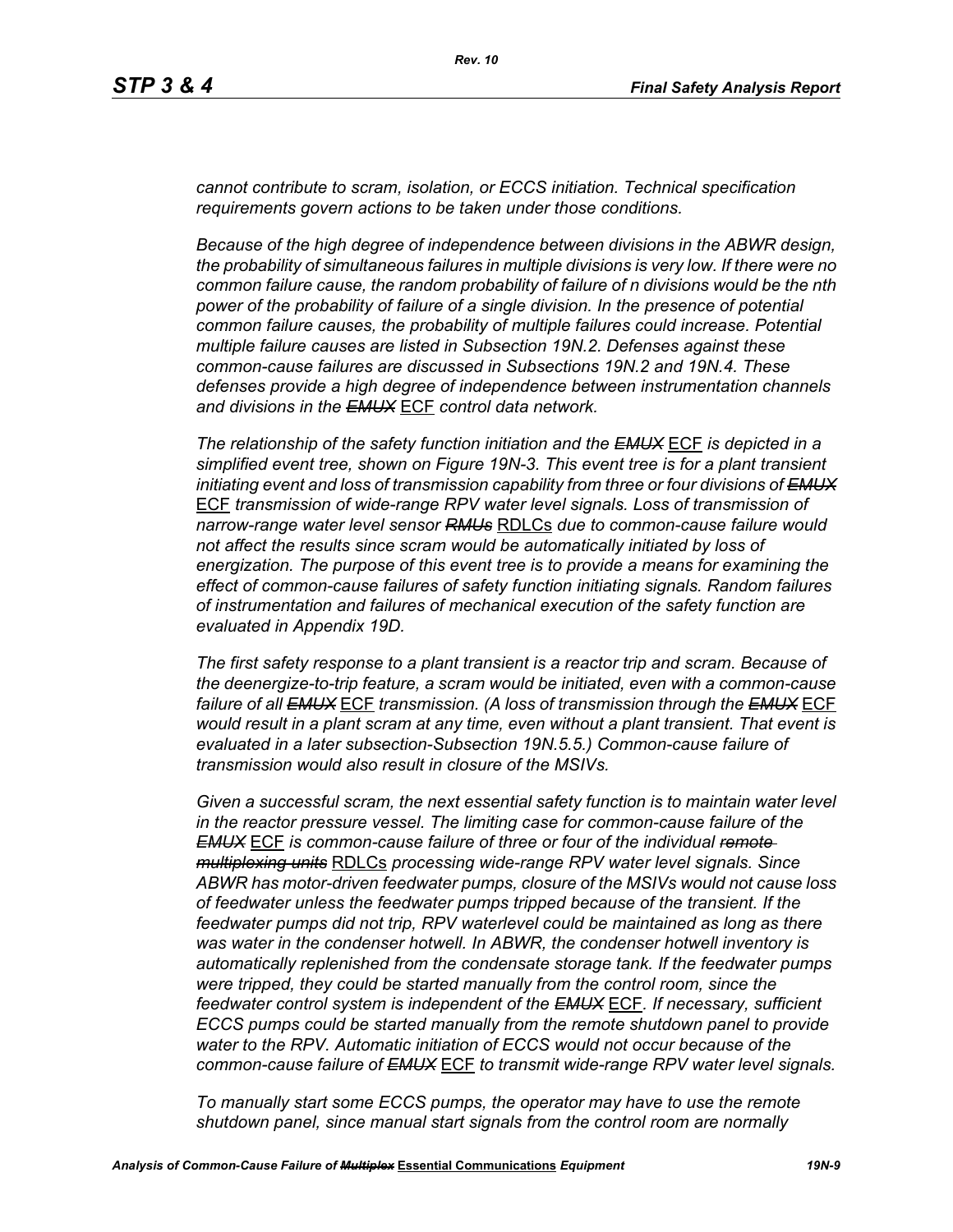*cannot contribute to scram, isolation, or ECCS initiation. Technical specification requirements govern actions to be taken under those conditions.*

*Because of the high degree of independence between divisions in the ABWR design, the probability of simultaneous failures in multiple divisions is very low. If there were no common failure cause, the random probability of failure of n divisions would be the nth power of the probability of failure of a single division. In the presence of potential common failure causes, the probability of multiple failures could increase. Potential multiple failure causes are listed in Subsection 19N.2. Defenses against these common-cause failures are discussed in Subsections 19N.2 and 19N.4. These defenses provide a high degree of independence between instrumentation channels and divisions in the* ~~*EMUX*~~ ECF *control data network.*

*The relationship of the safety function initiation and the* ~~*EMUX*~~ ECF *is depicted in a simplified event tree, shown on Figure 19N-3. This event tree is for a plant transient initiating event and loss of transmission capability from three or four divisions of* ~~*EMUX*~~ ECF *transmission of wide-range RPV water level signals. Loss of transmission of narrow-range water level sensor* ~~*RMUs*~~ RDLCs *due to common-cause failure would not affect the results since scram would be automatically initiated by loss of energization. The purpose of this event tree is to provide a means for examining the effect of common-cause failures of safety function initiating signals. Random failures of instrumentation and failures of mechanical execution of the safety function are evaluated in Appendix 19D.*

*The first safety response to a plant transient is a reactor trip and scram. Because of the deenergize-to-trip feature, a scram would be initiated, even with a common-cause failure of all* ~~*EMUX*~~ ECF *transmission. (A loss of transmission through the* ~~*EMUX*~~ ECF *would result in a plant scram at any time, even without a plant transient. That event is evaluated in a later subsection-Subsection 19N.5.5.) Common-cause failure of transmission would also result in closure of the MSIVs.*

*Given a successful scram, the next essential safety function is to maintain water level in the reactor pressure vessel. The limiting case for common-cause failure of the* ~~*EMUX*~~ ECF *is common-cause failure of three or four of the individual* ~~*remote multiplexing units*~~ RDLCs *processing wide-range RPV water level signals. Since ABWR has motor-driven feedwater pumps, closure of the MSIVs would not cause loss of feedwater unless the feedwater pumps tripped because of the transient. If the feedwater pumps did not trip, RPV waterlevel could be maintained as long as there was water in the condenser hotwell. In ABWR, the condenser hotwell inventory is automatically replenished from the condensate storage tank. If the feedwater pumps were tripped, they could be started manually from the control room, since the feedwater control system is independent of the* ~~*EMUX*~~ ECF*. If necessary, sufficient ECCS pumps could be started manually from the remote shutdown panel to provide water to the RPV. Automatic initiation of ECCS would not occur because of the common-cause failure of* ~~*EMUX*~~ ECF *to transmit wide-range RPV water level signals.*

*To manually start some ECCS pumps, the operator may have to use the remote shutdown panel, since manual start signals from the control room are normally*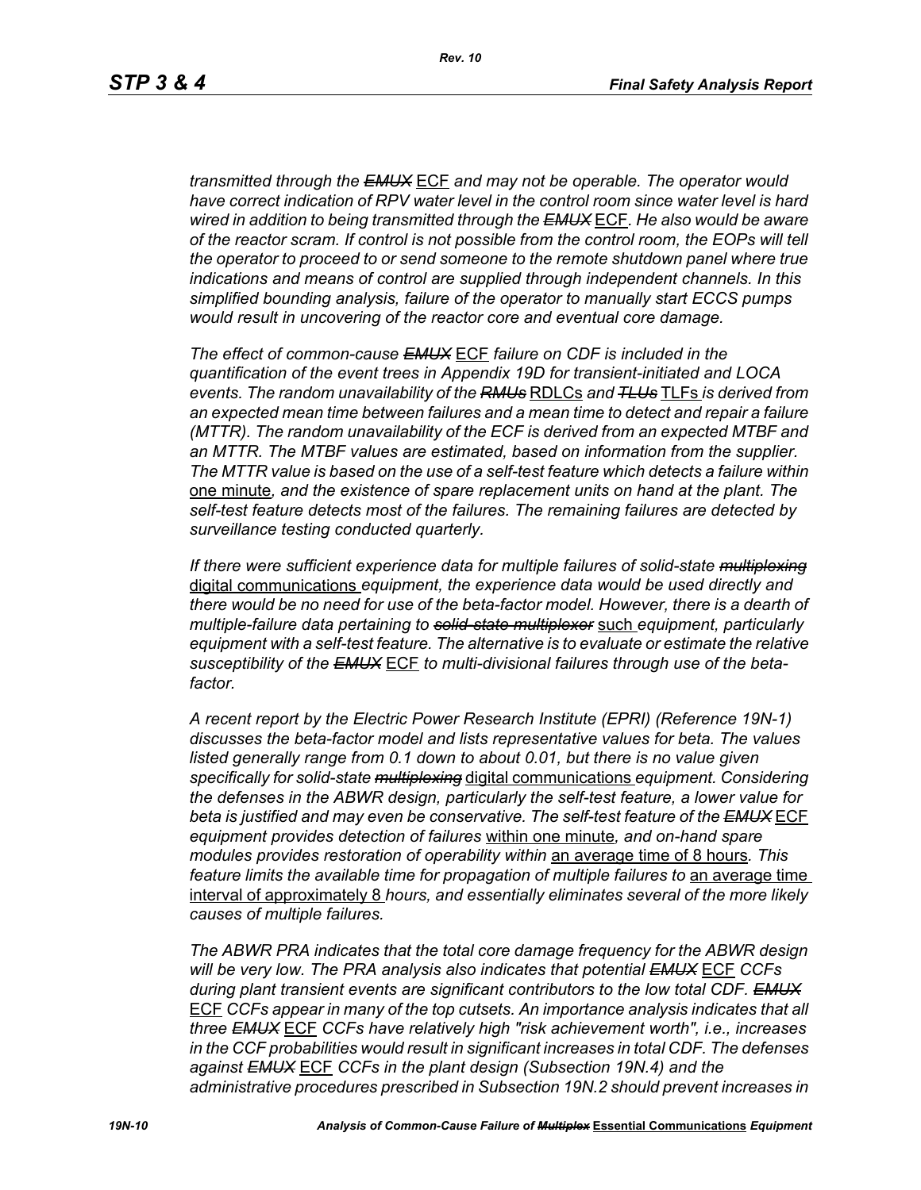*transmitted through the ~~EMUX~~ ECF and may not be operable. The operator would have correct indication of RPV water level in the control room since water level is hard wired in addition to being transmitted through the ~~EMUX~~ ECF. He also would be aware of the reactor scram. If control is not possible from the control room, the EOPs will tell the operator to proceed to or send someone to the remote shutdown panel where true indications and means of control are supplied through independent channels. In this simplified bounding analysis, failure of the operator to manually start ECCS pumps would result in uncovering of the reactor core and eventual core damage.*

*The effect of common-cause ~~EMUX~~ ECF failure on CDF is included in the quantification of the event trees in Appendix 19D for transient-initiated and LOCA events. The random unavailability of the ~~RMUs~~ RDLCs and ~~TLUs~~ TLFs is derived from an expected mean time between failures and a mean time to detect and repair a failure (MTTR). The random unavailability of the ECF is derived from an expected MTBF and an MTTR. The MTBF values are estimated, based on information from the supplier. The MTTR value is based on the use of a self-test feature which detects a failure within one minute, and the existence of spare replacement units on hand at the plant. The self-test feature detects most of the failures. The remaining failures are detected by surveillance testing conducted quarterly.*

*If there were sufficient experience data for multiple failures of solid-state ~~multiplexing~~ digital communications equipment, the experience data would be used directly and there would be no need for use of the beta-factor model. However, there is a dearth of multiple-failure data pertaining to ~~solid-state multiplexor~~ such equipment, particularly equipment with a self-test feature. The alternative is to evaluate or estimate the relative susceptibility of the ~~EMUX~~ ECF to multi-divisional failures through use of the beta-factor.*

*A recent report by the Electric Power Research Institute (EPRI) (Reference 19N-1) discusses the beta-factor model and lists representative values for beta. The values listed generally range from 0.1 down to about 0.01, but there is no value given specifically for solid-state ~~multiplexing~~ digital communications equipment. Considering the defenses in the ABWR design, particularly the self-test feature, a lower value for beta is justified and may even be conservative. The self-test feature of the ~~EMUX~~ ECF equipment provides detection of failures within one minute, and on-hand spare modules provides restoration of operability within an average time of 8 hours. This feature limits the available time for propagation of multiple failures to an average time interval of approximately 8 hours, and essentially eliminates several of the more likely causes of multiple failures.*

*The ABWR PRA indicates that the total core damage frequency for the ABWR design will be very low. The PRA analysis also indicates that potential ~~EMUX~~ ECF CCFs during plant transient events are significant contributors to the low total CDF. ~~EMUX~~ ECF CCFs appear in many of the top cutsets. An importance analysis indicates that all three ~~EMUX~~ ECF CCFs have relatively high "risk achievement worth", i.e., increases in the CCF probabilities would result in significant increases in total CDF. The defenses against ~~EMUX~~ ECF CCFs in the plant design (Subsection 19N.4) and the administrative procedures prescribed in Subsection 19N.2 should prevent increases in*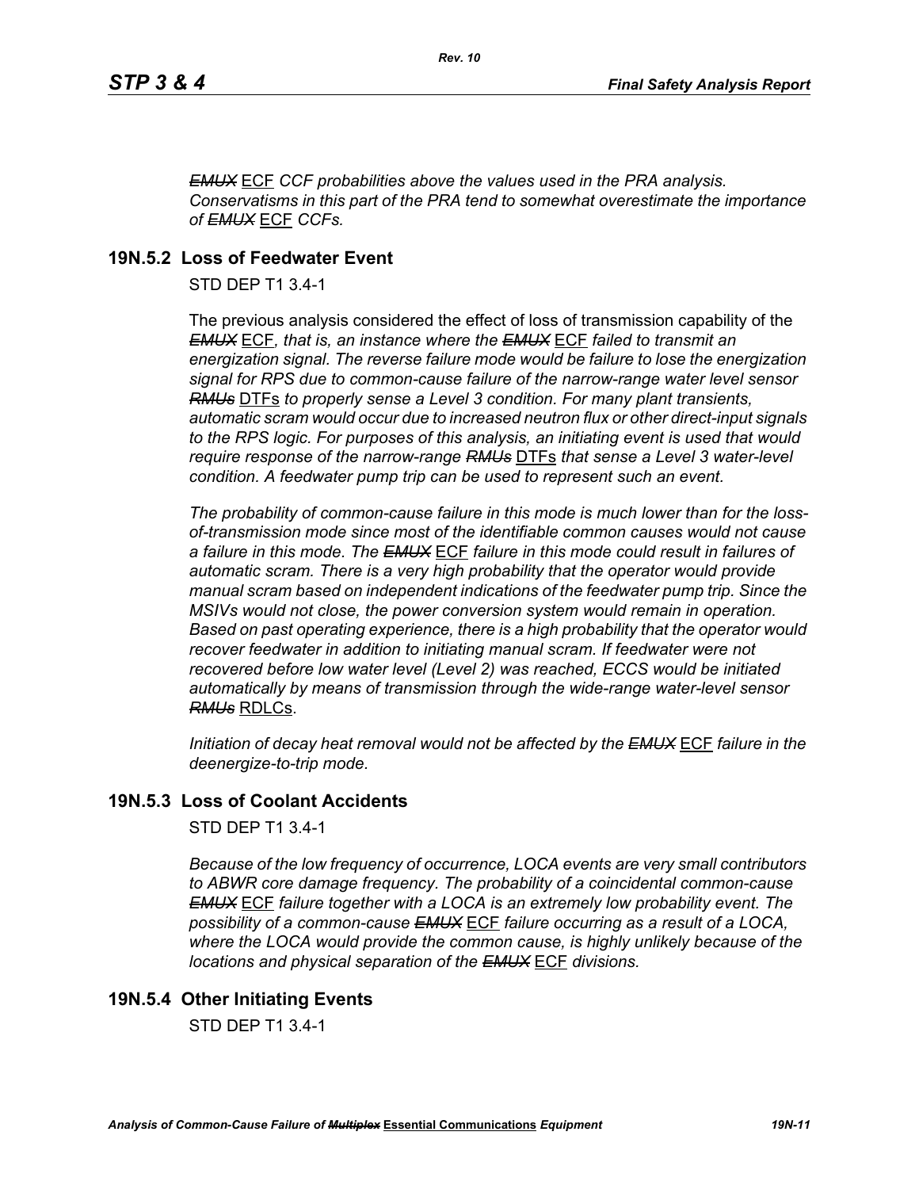~~*EMUX*~~ ECF *CCF probabilities above the values used in the PRA analysis. Conservatisms in this part of the PRA tend to somewhat overestimate the importance of* ~~*EMUX*~~ ECF *CCFs.*

## 19N.5.2 Loss of Feedwater Event

STD DEP T1 3.4-1

The previous analysis considered the effect of loss of transmission capability of the ~~*EMUX*~~ ECF*, that is, an instance where the* ~~*EMUX*~~ ECF *failed to transmit an energization signal. The reverse failure mode would be failure to lose the energization signal for RPS due to common-cause failure of the narrow-range water level sensor* ~~*RMUs*~~ DTFs *to properly sense a Level 3 condition. For many plant transients, automatic scram would occur due to increased neutron flux or other direct-input signals to the RPS logic. For purposes of this analysis, an initiating event is used that would require response of the narrow-range* ~~*RMUs*~~ DTFs *that sense a Level 3 water-level condition. A feedwater pump trip can be used to represent such an event.*

*The probability of common-cause failure in this mode is much lower than for the loss-of-transmission mode since most of the identifiable common causes would not cause a failure in this mode. The* ~~*EMUX*~~ ECF *failure in this mode could result in failures of automatic scram. There is a very high probability that the operator would provide manual scram based on independent indications of the feedwater pump trip. Since the MSIVs would not close, the power conversion system would remain in operation. Based on past operating experience, there is a high probability that the operator would recover feedwater in addition to initiating manual scram. If feedwater were not recovered before low water level (Level 2) was reached, ECCS would be initiated automatically by means of transmission through the wide-range water-level sensor* ~~*RMUs*~~ RDLCs.

*Initiation of decay heat removal would not be affected by the* ~~*EMUX*~~ ECF *failure in the deenergize-to-trip mode.*

## 19N.5.3 Loss of Coolant Accidents

STD DEP T1 3.4-1

*Because of the low frequency of occurrence, LOCA events are very small contributors to ABWR core damage frequency. The probability of a coincidental common-cause* ~~*EMUX*~~ ECF *failure together with a LOCA is an extremely low probability event. The possibility of a common-cause* ~~*EMUX*~~ ECF *failure occurring as a result of a LOCA, where the LOCA would provide the common cause, is highly unlikely because of the locations and physical separation of the* ~~*EMUX*~~ ECF *divisions.*

## 19N.5.4 Other Initiating Events

STD DEP T1 3.4-1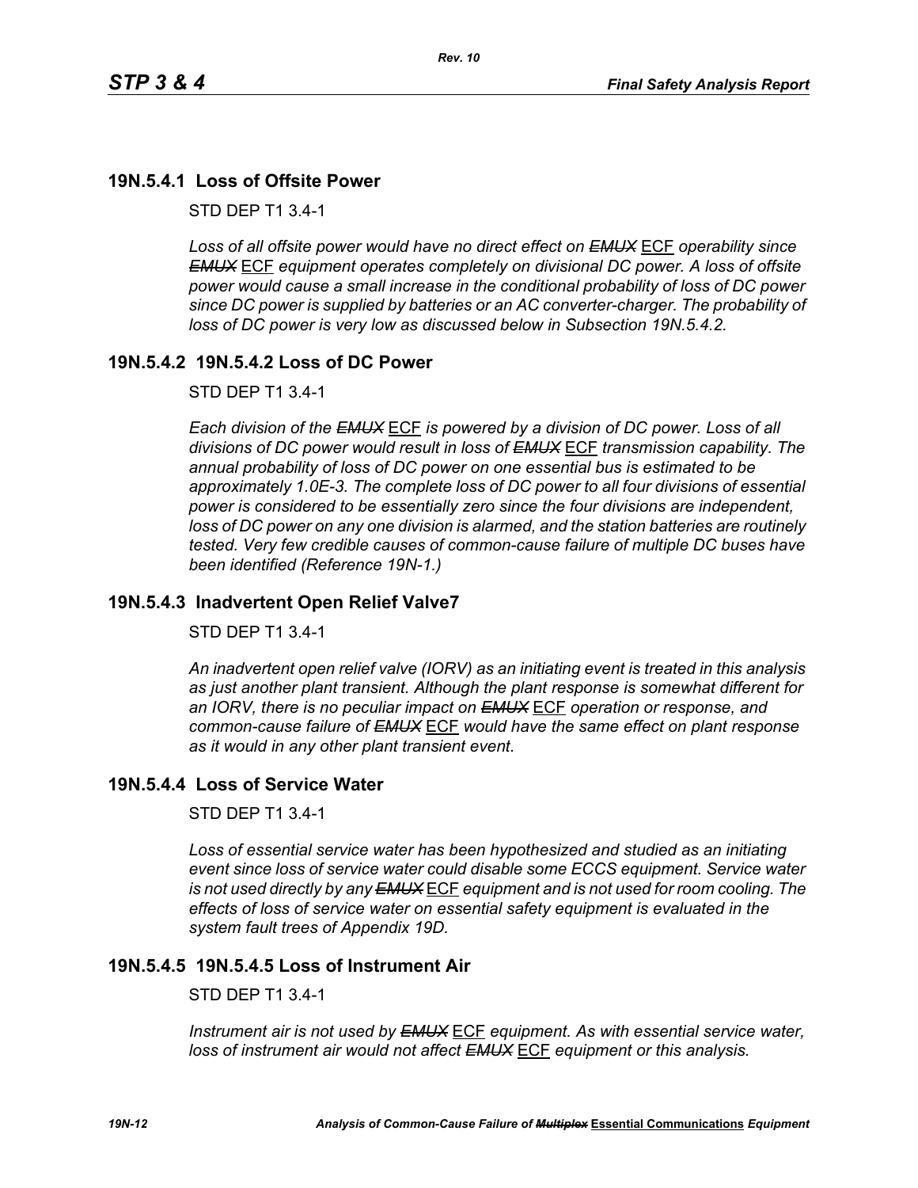### 19N.5.4.1 Loss of Offsite Power

STD DEP T1 3.4-1

*Loss of all offsite power would have no direct effect on ~~EMUX~~ ECF operability since ~~EMUX~~ ECF equipment operates completely on divisional DC power. A loss of offsite power would cause a small increase in the conditional probability of loss of DC power since DC power is supplied by batteries or an AC converter-charger. The probability of loss of DC power is very low as discussed below in Subsection 19N.5.4.2.*

### 19N.5.4.2 19N.5.4.2 Loss of DC Power

STD DEP T1 3.4-1

*Each division of the ~~EMUX~~ ECF is powered by a division of DC power. Loss of all divisions of DC power would result in loss of ~~EMUX~~ ECF transmission capability. The annual probability of loss of DC power on one essential bus is estimated to be approximately 1.0E-3. The complete loss of DC power to all four divisions of essential power is considered to be essentially zero since the four divisions are independent, loss of DC power on any one division is alarmed, and the station batteries are routinely tested. Very few credible causes of common-cause failure of multiple DC buses have been identified (Reference 19N-1.)*

### 19N.5.4.3 Inadvertent Open Relief Valve7

STD DEP T1 3.4-1

*An inadvertent open relief valve (IORV) as an initiating event is treated in this analysis as just another plant transient. Although the plant response is somewhat different for an IORV, there is no peculiar impact on ~~EMUX~~ ECF operation or response, and common-cause failure of ~~EMUX~~ ECF would have the same effect on plant response as it would in any other plant transient event.*

### 19N.5.4.4 Loss of Service Water

STD DEP T1 3.4-1

*Loss of essential service water has been hypothesized and studied as an initiating event since loss of service water could disable some ECCS equipment. Service water is not used directly by any ~~EMUX~~ ECF equipment and is not used for room cooling. The effects of loss of service water on essential safety equipment is evaluated in the system fault trees of Appendix 19D.*

### 19N.5.4.5 19N.5.4.5 Loss of Instrument Air

STD DEP T1 3.4-1

*Instrument air is not used by ~~EMUX~~ ECF equipment. As with essential service water, loss of instrument air would not affect ~~EMUX~~ ECF equipment or this analysis.*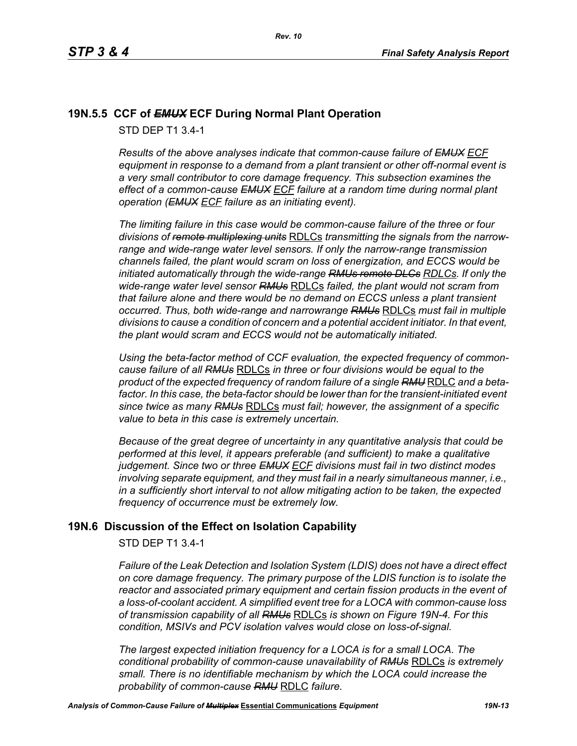## 19N.5.5 CCF of ~~*EMUX*~~ ECF During Normal Plant Operation

STD DEP T1 3.4-1

*Results of the above analyses indicate that common-cause failure of ~~EMUX~~ ECF equipment in response to a demand from a plant transient or other off-normal event is a very small contributor to core damage frequency. This subsection examines the effect of a common-cause ~~EMUX~~ ECF failure at a random time during normal plant operation (~~EMUX~~ ECF failure as an initiating event).*

*The limiting failure in this case would be common-cause failure of the three or four divisions of ~~remote multiplexing units~~* RDLCs *transmitting the signals from the narrow-range and wide-range water level sensors. If only the narrow-range transmission channels failed, the plant would scram on loss of energization, and ECCS would be initiated automatically through the wide-range ~~RMUs remote DLCs~~ RDLCs. If only the wide-range water level sensor ~~RMUs~~* RDLCs *failed, the plant would not scram from that failure alone and there would be no demand on ECCS unless a plant transient occurred. Thus, both wide-range and narrowrange ~~RMUs~~* RDLCs *must fail in multiple divisions to cause a condition of concern and a potential accident initiator. In that event, the plant would scram and ECCS would not be automatically initiated.*

*Using the beta-factor method of CCF evaluation, the expected frequency of common-cause failure of all ~~RMUs~~* RDLCs *in three or four divisions would be equal to the product of the expected frequency of random failure of a single ~~RMU~~* RDLC *and a beta-factor. In this case, the beta-factor should be lower than for the transient-initiated event since twice as many ~~RMUs~~* RDLCs *must fail; however, the assignment of a specific value to beta in this case is extremely uncertain.*

*Because of the great degree of uncertainty in any quantitative analysis that could be performed at this level, it appears preferable (and sufficient) to make a qualitative judgement. Since two or three ~~EMUX~~ ECF divisions must fail in two distinct modes involving separate equipment, and they must fail in a nearly simultaneous manner, i.e., in a sufficiently short interval to not allow mitigating action to be taken, the expected frequency of occurrence must be extremely low.*

## 19N.6 Discussion of the Effect on Isolation Capability

STD DEP T1 3.4-1

*Failure of the Leak Detection and Isolation System (LDIS) does not have a direct effect on core damage frequency. The primary purpose of the LDIS function is to isolate the reactor and associated primary equipment and certain fission products in the event of a loss-of-coolant accident. A simplified event tree for a LOCA with common-cause loss of transmission capability of all ~~RMUs~~* RDLCs *is shown on Figure 19N-4. For this condition, MSIVs and PCV isolation valves would close on loss-of-signal.*

*The largest expected initiation frequency for a LOCA is for a small LOCA. The conditional probability of common-cause unavailability of ~~RMUs~~* RDLCs *is extremely small. There is no identifiable mechanism by which the LOCA could increase the probability of common-cause ~~RMU~~* RDLC *failure.*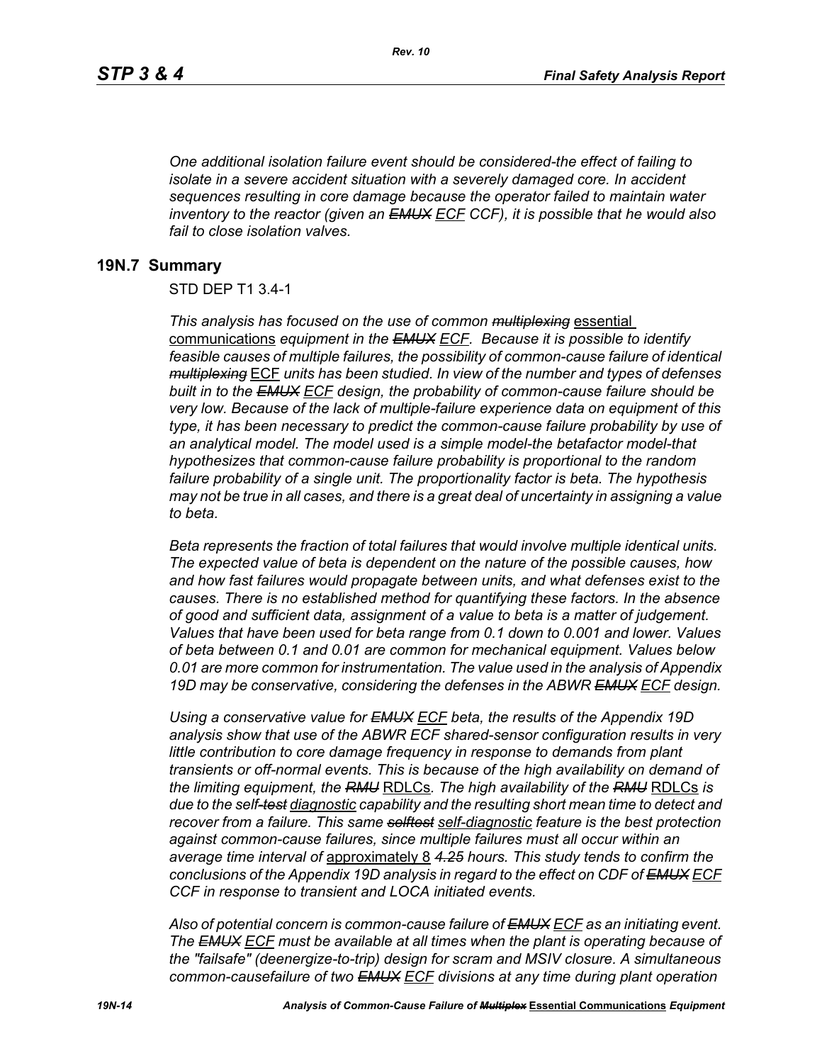*One additional isolation failure event should be considered-the effect of failing to isolate in a severe accident situation with a severely damaged core. In accident sequences resulting in core damage because the operator failed to maintain water inventory to the reactor (given an ~~EMUX~~ ECF CCF), it is possible that he would also fail to close isolation valves.*

## 19N.7 Summary

STD DEP T1 3.4-1

*This analysis has focused on the use of common ~~multiplexing~~* essential communications *equipment in the ~~EMUX~~ ECF. Because it is possible to identify feasible causes of multiple failures, the possibility of common-cause failure of identical ~~multiplexing~~* ECF *units has been studied. In view of the number and types of defenses built in to the ~~EMUX~~ ECF design, the probability of common-cause failure should be very low. Because of the lack of multiple-failure experience data on equipment of this type, it has been necessary to predict the common-cause failure probability by use of an analytical model. The model used is a simple model-the betafactor model-that hypothesizes that common-cause failure probability is proportional to the random failure probability of a single unit. The proportionality factor is beta. The hypothesis may not be true in all cases, and there is a great deal of uncertainty in assigning a value to beta.*

*Beta represents the fraction of total failures that would involve multiple identical units. The expected value of beta is dependent on the nature of the possible causes, how and how fast failures would propagate between units, and what defenses exist to the causes. There is no established method for quantifying these factors. In the absence of good and sufficient data, assignment of a value to beta is a matter of judgement. Values that have been used for beta range from 0.1 down to 0.001 and lower. Values of beta between 0.1 and 0.01 are common for mechanical equipment. Values below 0.01 are more common for instrumentation. The value used in the analysis of Appendix 19D may be conservative, considering the defenses in the ABWR ~~EMUX~~ ECF design.*

*Using a conservative value for ~~EMUX~~ ECF beta, the results of the Appendix 19D analysis show that use of the ABWR ECF shared-sensor configuration results in very little contribution to core damage frequency in response to demands from plant transients or off-normal events. This is because of the high availability on demand of the limiting equipment, the ~~RMU~~* RDLCs*. The high availability of the ~~RMU~~* RDLCs *is due to the self~~-test~~ diagnostic capability and the resulting short mean time to detect and recover from a failure. This same ~~selftest~~ self-diagnostic feature is the best protection against common-cause failures, since multiple failures must all occur within an average time interval of* approximately 8 *~~4.25~~ hours. This study tends to confirm the conclusions of the Appendix 19D analysis in regard to the effect on CDF of ~~EMUX~~ ECF CCF in response to transient and LOCA initiated events.*

*Also of potential concern is common-cause failure of ~~EMUX~~ ECF as an initiating event. The ~~EMUX~~ ECF must be available at all times when the plant is operating because of the "failsafe" (deenergize-to-trip) design for scram and MSIV closure. A simultaneous common-causefailure of two ~~EMUX~~ ECF divisions at any time during plant operation*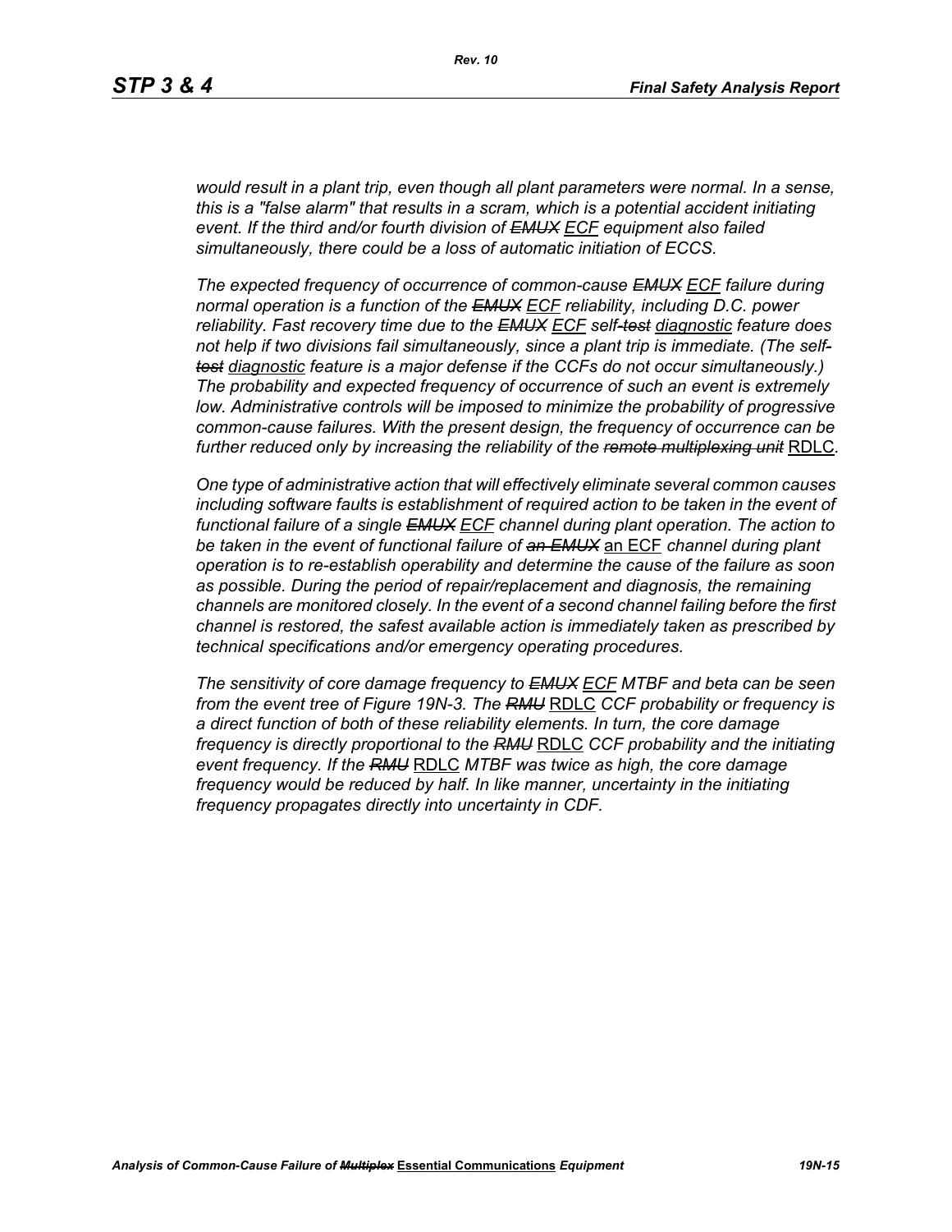*would result in a plant trip, even though all plant parameters were normal. In a sense, this is a "false alarm" that results in a scram, which is a potential accident initiating event. If the third and/or fourth division of ~~EMUX~~ ECF equipment also failed simultaneously, there could be a loss of automatic initiation of ECCS.*

*The expected frequency of occurrence of common-cause ~~EMUX~~ ECF failure during normal operation is a function of the ~~EMUX~~ ECF reliability, including D.C. power reliability. Fast recovery time due to the ~~EMUX~~ ECF self-~~test~~ diagnostic feature does not help if two divisions fail simultaneously, since a plant trip is immediate. (The self-~~test~~ diagnostic feature is a major defense if the CCFs do not occur simultaneously.) The probability and expected frequency of occurrence of such an event is extremely low. Administrative controls will be imposed to minimize the probability of progressive common-cause failures. With the present design, the frequency of occurrence can be further reduced only by increasing the reliability of the ~~remote multiplexing unit~~ RDLC.*

*One type of administrative action that will effectively eliminate several common causes including software faults is establishment of required action to be taken in the event of functional failure of a single ~~EMUX~~ ECF channel during plant operation. The action to be taken in the event of functional failure of ~~an EMUX~~ an ECF channel during plant operation is to re-establish operability and determine the cause of the failure as soon as possible. During the period of repair/replacement and diagnosis, the remaining channels are monitored closely. In the event of a second channel failing before the first channel is restored, the safest available action is immediately taken as prescribed by technical specifications and/or emergency operating procedures.*

*The sensitivity of core damage frequency to ~~EMUX~~ ECF MTBF and beta can be seen from the event tree of Figure 19N-3. The ~~RMU~~ RDLC CCF probability or frequency is a direct function of both of these reliability elements. In turn, the core damage frequency is directly proportional to the ~~RMU~~ RDLC CCF probability and the initiating event frequency. If the ~~RMU~~ RDLC MTBF was twice as high, the core damage frequency would be reduced by half. In like manner, uncertainty in the initiating frequency propagates directly into uncertainty in CDF.*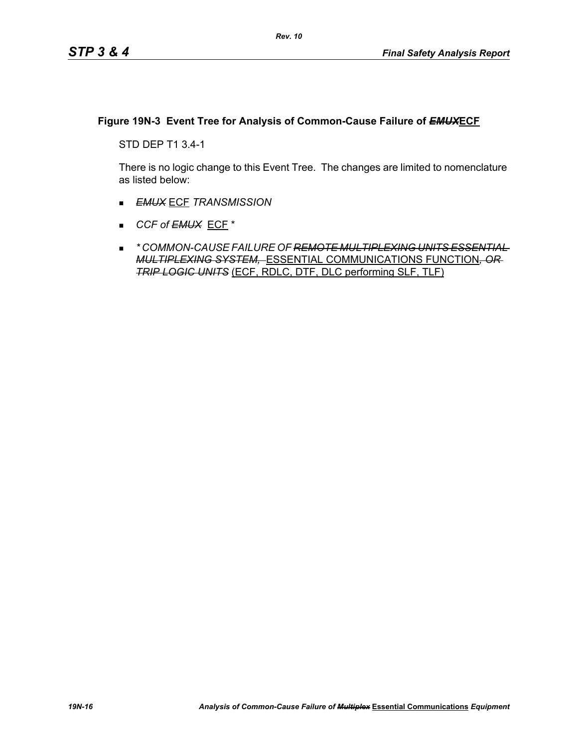### Figure 19N-3 Event Tree for Analysis of Common-Cause Failure of ~~*EMUX*~~ECF

STD DEP T1 3.4-1

There is no logic change to this Event Tree. The changes are limited to nomenclature as listed below:

- ~~*EMUX*~~ ECF *TRANSMISSION*
- *CCF of ~~EMUX~~* ECF *
- ** COMMON-CAUSE FAILURE OF ~~REMOTE MULTIPLEXING UNITS ESSENTIAL MULTIPLEXING SYSTEM,~~* ESSENTIAL COMMUNICATIONS FUNCTION*~~, OR TRIP LOGIC UNITS~~* (ECF, RDLC, DTF, DLC performing SLF, TLF)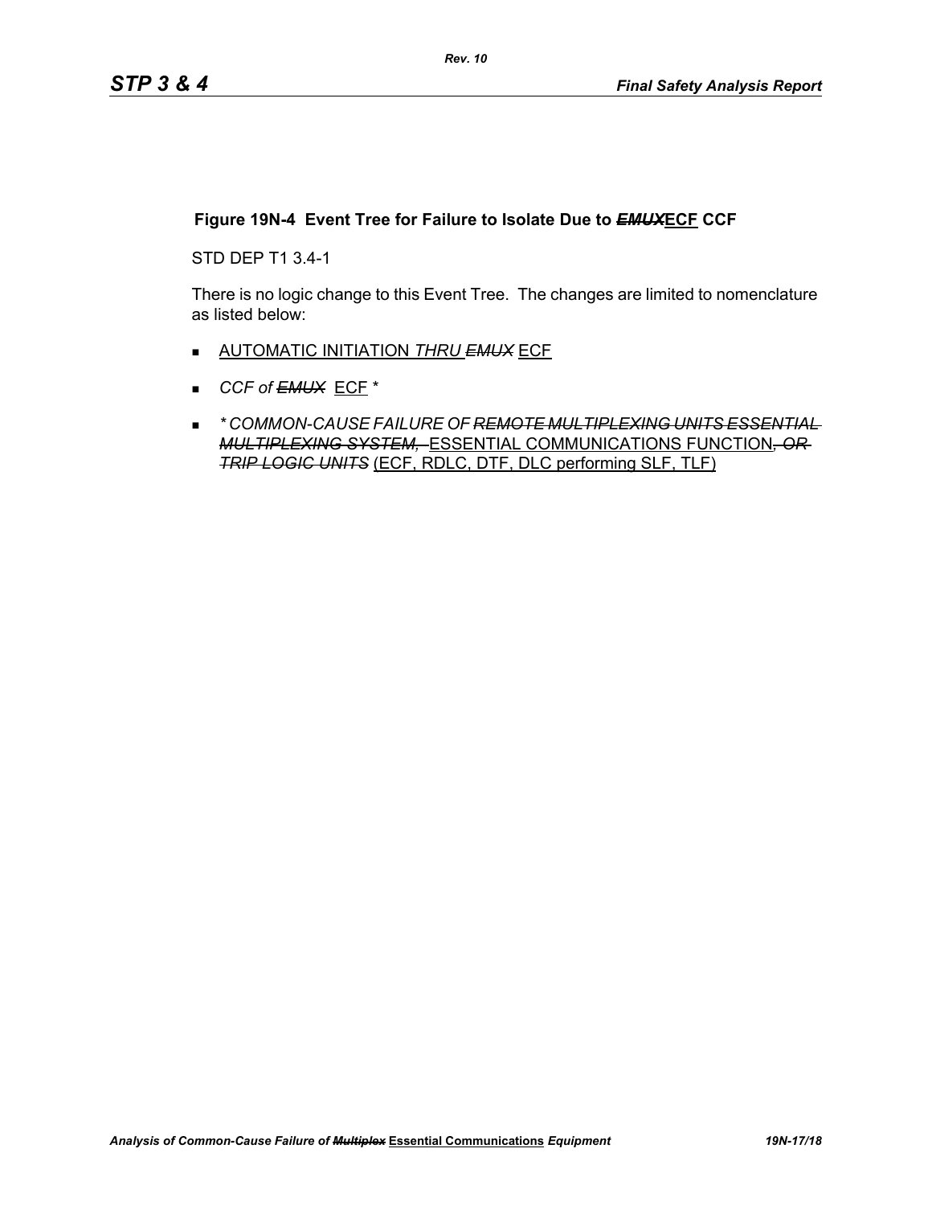**Figure 19N-4 Event Tree for Failure to Isolate Due to ~~*EMUX*~~ECF CCF**

STD DEP T1 3.4-1

There is no logic change to this Event Tree. The changes are limited to nomenclature as listed below:

- AUTOMATIC INITIATION *THRU ~~EMUX~~* ECF
- *CCF of ~~EMUX~~* ECF *
- * *COMMON-CAUSE FAILURE OF ~~REMOTE MULTIPLEXING UNITS ESSENTIAL MULTIPLEXING SYSTEM,~~* ESSENTIAL COMMUNICATIONS FUNCTION~~, *OR TRIP LOGIC UNITS*~~ (ECF, RDLC, DTF, DLC performing SLF, TLF)